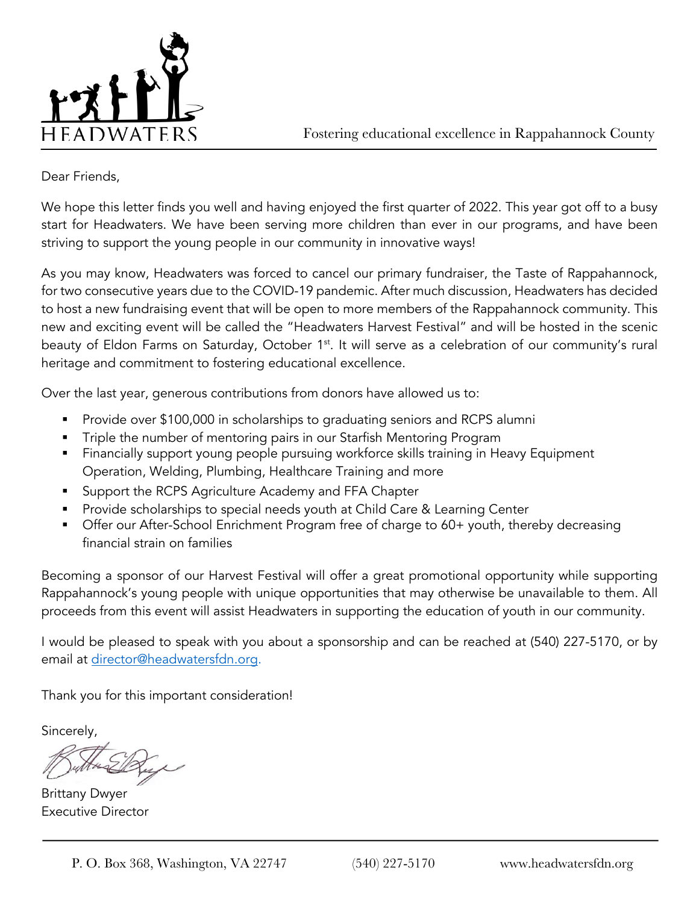HEADWATERS

Fostering educational excellence in Rappahannock County

Dear Friends,

We hope this letter finds you well and having enjoyed the first quarter of 2022. This year got off to a busy start for Headwaters. We have been serving more children than ever in our programs, and have been striving to support the young people in our community in innovative ways!

As you may know, Headwaters was forced to cancel our primary fundraiser, the Taste of Rappahannock, for two consecutive years due to the COVID-19 pandemic. After much discussion, Headwaters has decided to host a new fundraising event that will be open to more members of the Rappahannock community. This new and exciting event will be called the "Headwaters Harvest Festival" and will be hosted in the scenic beauty of Eldon Farms on Saturday, October 1st. It will serve as a celebration of our community's rural heritage and commitment to fostering educational excellence.

Over the last year, generous contributions from donors have allowed us to:

- Provide over $100,000 in scholarships to graduating seniors and RCPS alumni
- Triple the number of mentoring pairs in our Starfish Mentoring Program
- Financially support young people pursuing workforce skills training in Heavy Equipment Operation, Welding, Plumbing, Healthcare Training and more
- Support the RCPS Agriculture Academy and FFA Chapter
- Provide scholarships to special needs youth at Child Care & Learning Center
- Offer our After-School Enrichment Program free of charge to 60+ youth, thereby decreasing financial strain on families

Becoming a sponsor of our Harvest Festival will offer a great promotional opportunity while supporting Rappahannock's young people with unique opportunities that may otherwise be unavailable to them. All proceeds from this event will assist Headwaters in supporting the education of youth in our community.

I would be pleased to speak with you about a sponsorship and can be reached at (540) 227-5170, or by email at director@headwatersfdn.org.

Thank you for this important consideration!

Sincerely,

Brittany Dwyer
Executive Director

P. O. Box 368, Washington, VA 22747 (540) 227-5170 www.headwatersfdn.org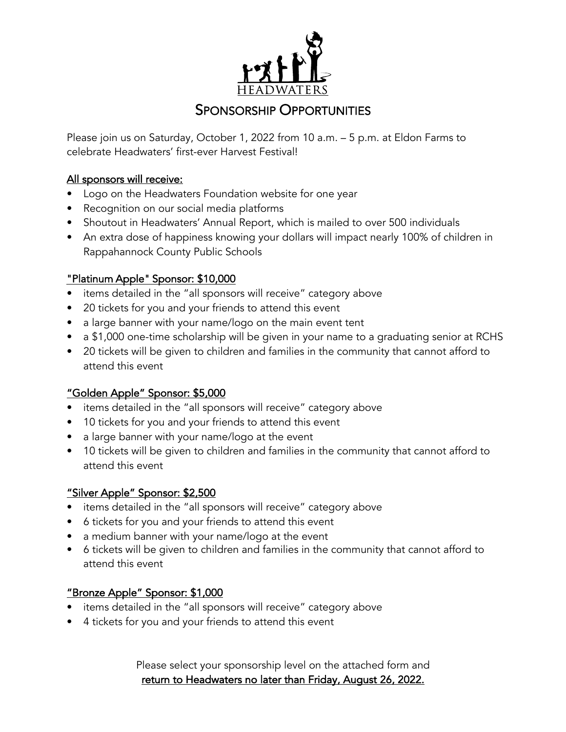HEADWATERS

# SPONSORSHIP OPPORTUNITIES

Please join us on Saturday, October 1, 2022 from 10 a.m. – 5 p.m. at Eldon Farms to celebrate Headwaters' first-ever Harvest Festival!

## All sponsors will receive:

- Logo on the Headwaters Foundation website for one year
- Recognition on our social media platforms
- Shoutout in Headwaters' Annual Report, which is mailed to over 500 individuals
- An extra dose of happiness knowing your dollars will impact nearly 100% of children in Rappahannock County Public Schools

## "Platinum Apple" Sponsor: $10,000

- items detailed in the "all sponsors will receive" category above
- 20 tickets for you and your friends to attend this event
- a large banner with your name/logo on the main event tent
- a $1,000 one-time scholarship will be given in your name to a graduating senior at RCHS
- 20 tickets will be given to children and families in the community that cannot afford to attend this event

## "Golden Apple" Sponsor: $5,000

- items detailed in the "all sponsors will receive" category above
- 10 tickets for you and your friends to attend this event
- a large banner with your name/logo at the event
- 10 tickets will be given to children and families in the community that cannot afford to attend this event

## "Silver Apple" Sponsor: $2,500

- items detailed in the "all sponsors will receive" category above
- 6 tickets for you and your friends to attend this event
- a medium banner with your name/logo at the event
- 6 tickets will be given to children and families in the community that cannot afford to attend this event

## "Bronze Apple" Sponsor: $1,000

- items detailed in the "all sponsors will receive" category above
- 4 tickets for you and your friends to attend this event

Please select your sponsorship level on the attached form and
**return to Headwaters no later than Friday, August 26, 2022.**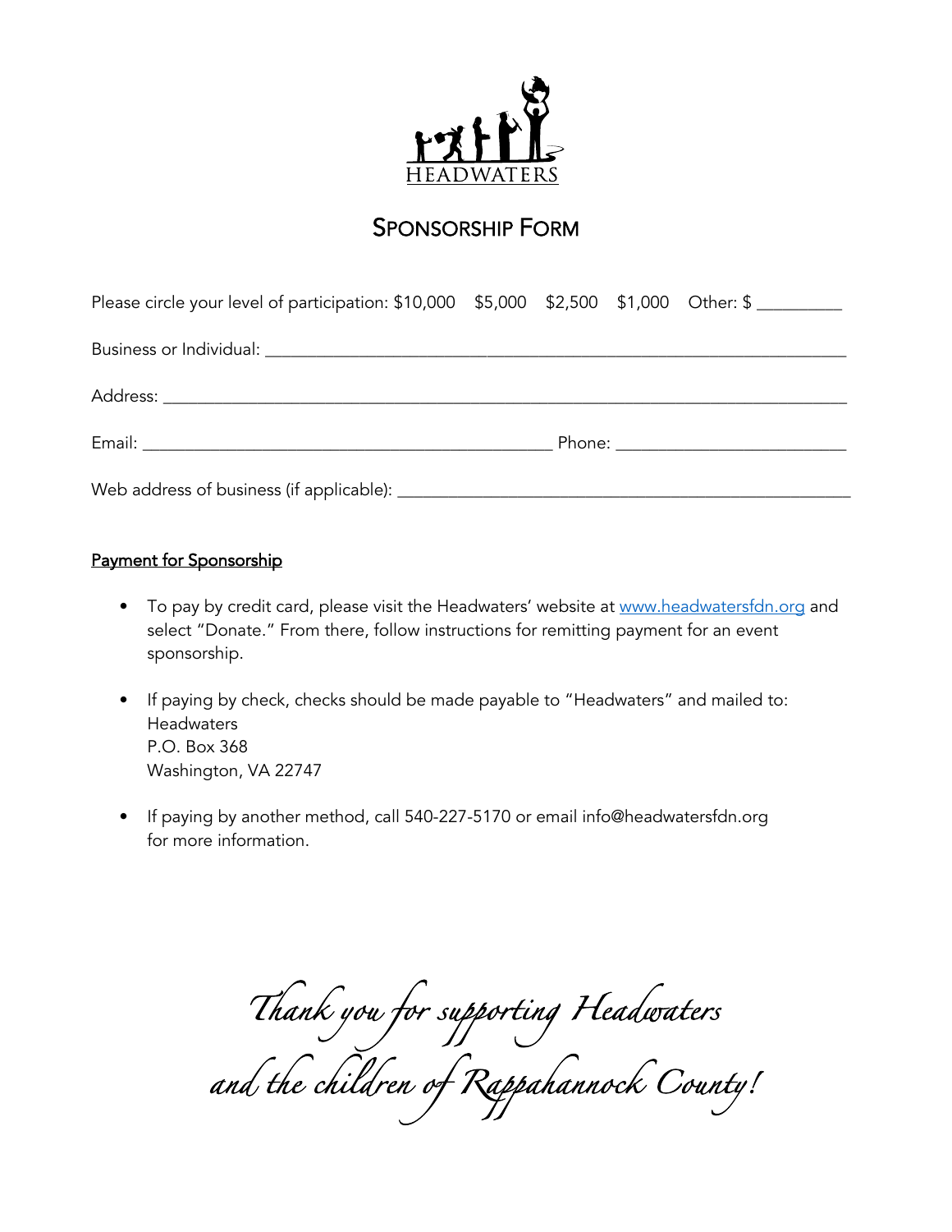HEADWATERS

# SPONSORSHIP FORM

Please circle your level of participation: $10,000 $5,000 $2,500 $1,000 Other: $ __________

Business or Individual: ______________________________________________________________

Address: ____________________________________________________________________

Email: _____________________________________________ Phone: _______________________

Web address of business (if applicable): _________________________________________________

**Payment for Sponsorship**

- To pay by credit card, please visit the Headwaters' website at www.headwatersfdn.org and select "Donate." From there, follow instructions for remitting payment for an event sponsorship.
- If paying by check, checks should be made payable to "Headwaters" and mailed to:
  Headwaters
  P.O. Box 368
  Washington, VA 22747
- If paying by another method, call 540-227-5170 or email info@headwatersfdn.org for more information.

*Thank you for supporting Headwaters and the children of Rappahannock County!*